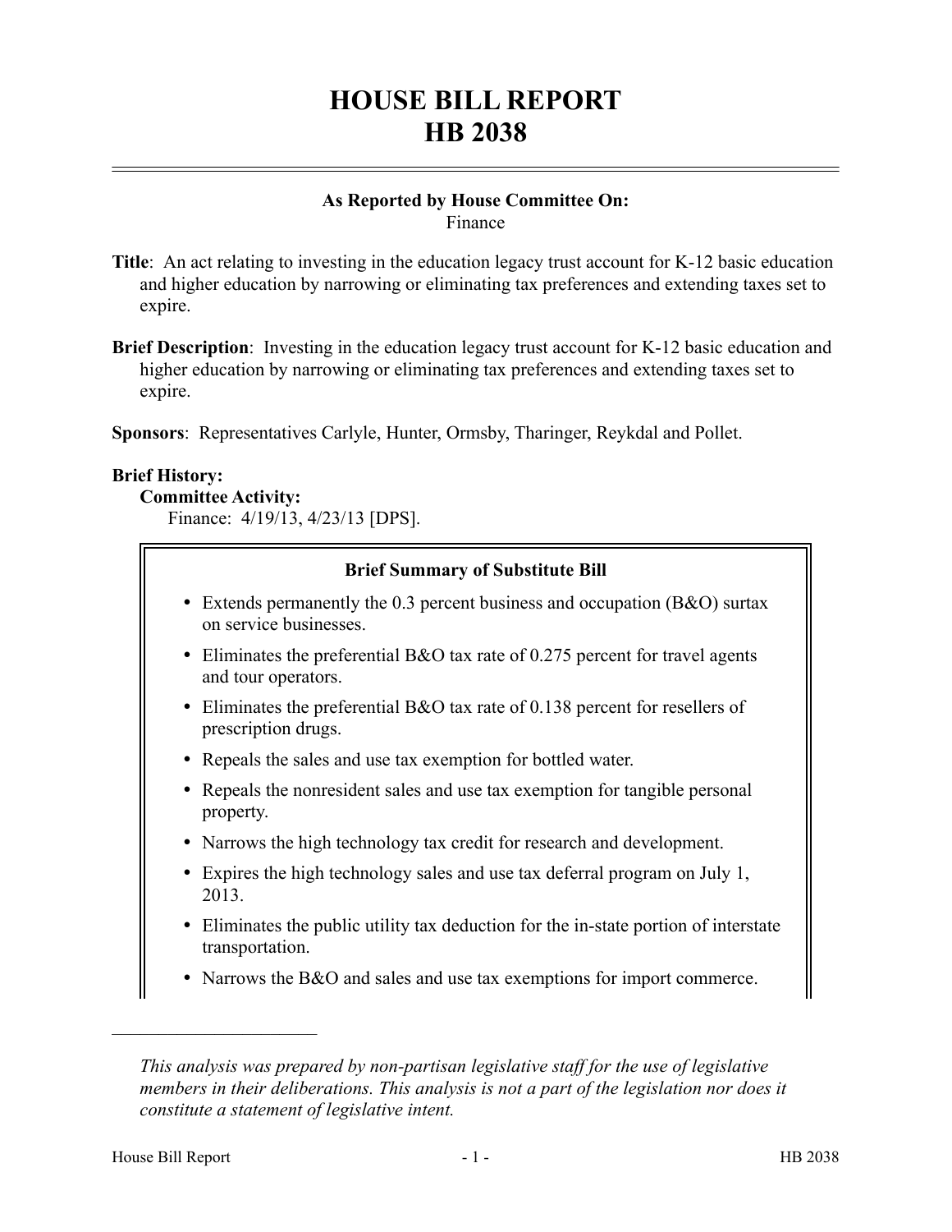# HOUSE BILL REPORT
# HB 2038

**As Reported by House Committee On:**
Finance

**Title**: An act relating to investing in the education legacy trust account for K-12 basic education and higher education by narrowing or eliminating tax preferences and extending taxes set to expire.

**Brief Description**: Investing in the education legacy trust account for K-12 basic education and higher education by narrowing or eliminating tax preferences and extending taxes set to expire.

**Sponsors**: Representatives Carlyle, Hunter, Ormsby, Tharinger, Reykdal and Pollet.

**Brief History:**

**Committee Activity:**

Finance: 4/19/13, 4/23/13 [DPS].

**Brief Summary of Substitute Bill**

- Extends permanently the 0.3 percent business and occupation (B&O) surtax on service businesses.
- Eliminates the preferential B&O tax rate of 0.275 percent for travel agents and tour operators.
- Eliminates the preferential B&O tax rate of 0.138 percent for resellers of prescription drugs.
- Repeals the sales and use tax exemption for bottled water.
- Repeals the nonresident sales and use tax exemption for tangible personal property.
- Narrows the high technology tax credit for research and development.
- Expires the high technology sales and use tax deferral program on July 1, 2013.
- Eliminates the public utility tax deduction for the in-state portion of interstate transportation.
- Narrows the B&O and sales and use tax exemptions for import commerce.

---

*This analysis was prepared by non-partisan legislative staff for the use of legislative members in their deliberations. This analysis is not a part of the legislation nor does it constitute a statement of legislative intent.*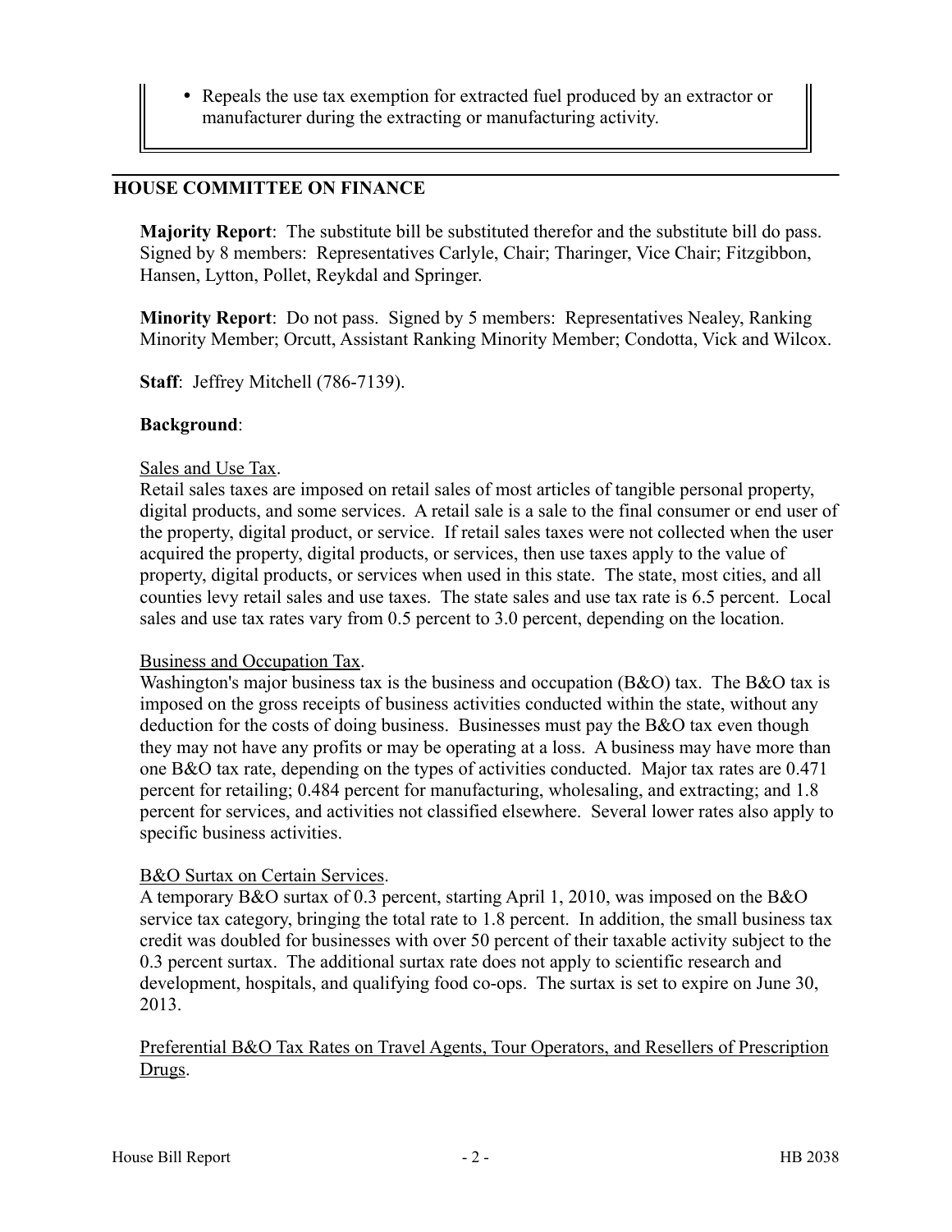- Repeals the use tax exemption for extracted fuel produced by an extractor or manufacturer during the extracting or manufacturing activity.

---

## HOUSE COMMITTEE ON FINANCE

**Majority Report**: The substitute bill be substituted therefor and the substitute bill do pass. Signed by 8 members: Representatives Carlyle, Chair; Tharinger, Vice Chair; Fitzgibbon, Hansen, Lytton, Pollet, Reykdal and Springer.

**Minority Report**: Do not pass. Signed by 5 members: Representatives Nealey, Ranking Minority Member; Orcutt, Assistant Ranking Minority Member; Condotta, Vick and Wilcox.

**Staff**: Jeffrey Mitchell (786-7139).

**Background**:

Sales and Use Tax.

Retail sales taxes are imposed on retail sales of most articles of tangible personal property, digital products, and some services. A retail sale is a sale to the final consumer or end user of the property, digital product, or service. If retail sales taxes were not collected when the user acquired the property, digital products, or services, then use taxes apply to the value of property, digital products, or services when used in this state. The state, most cities, and all counties levy retail sales and use taxes. The state sales and use tax rate is 6.5 percent. Local sales and use tax rates vary from 0.5 percent to 3.0 percent, depending on the location.

Business and Occupation Tax.

Washington's major business tax is the business and occupation (B&O) tax. The B&O tax is imposed on the gross receipts of business activities conducted within the state, without any deduction for the costs of doing business. Businesses must pay the B&O tax even though they may not have any profits or may be operating at a loss. A business may have more than one B&O tax rate, depending on the types of activities conducted. Major tax rates are 0.471 percent for retailing; 0.484 percent for manufacturing, wholesaling, and extracting; and 1.8 percent for services, and activities not classified elsewhere. Several lower rates also apply to specific business activities.

B&O Surtax on Certain Services.

A temporary B&O surtax of 0.3 percent, starting April 1, 2010, was imposed on the B&O service tax category, bringing the total rate to 1.8 percent. In addition, the small business tax credit was doubled for businesses with over 50 percent of their taxable activity subject to the 0.3 percent surtax. The additional surtax rate does not apply to scientific research and development, hospitals, and qualifying food co-ops. The surtax is set to expire on June 30, 2013.

Preferential B&O Tax Rates on Travel Agents, Tour Operators, and Resellers of Prescription Drugs.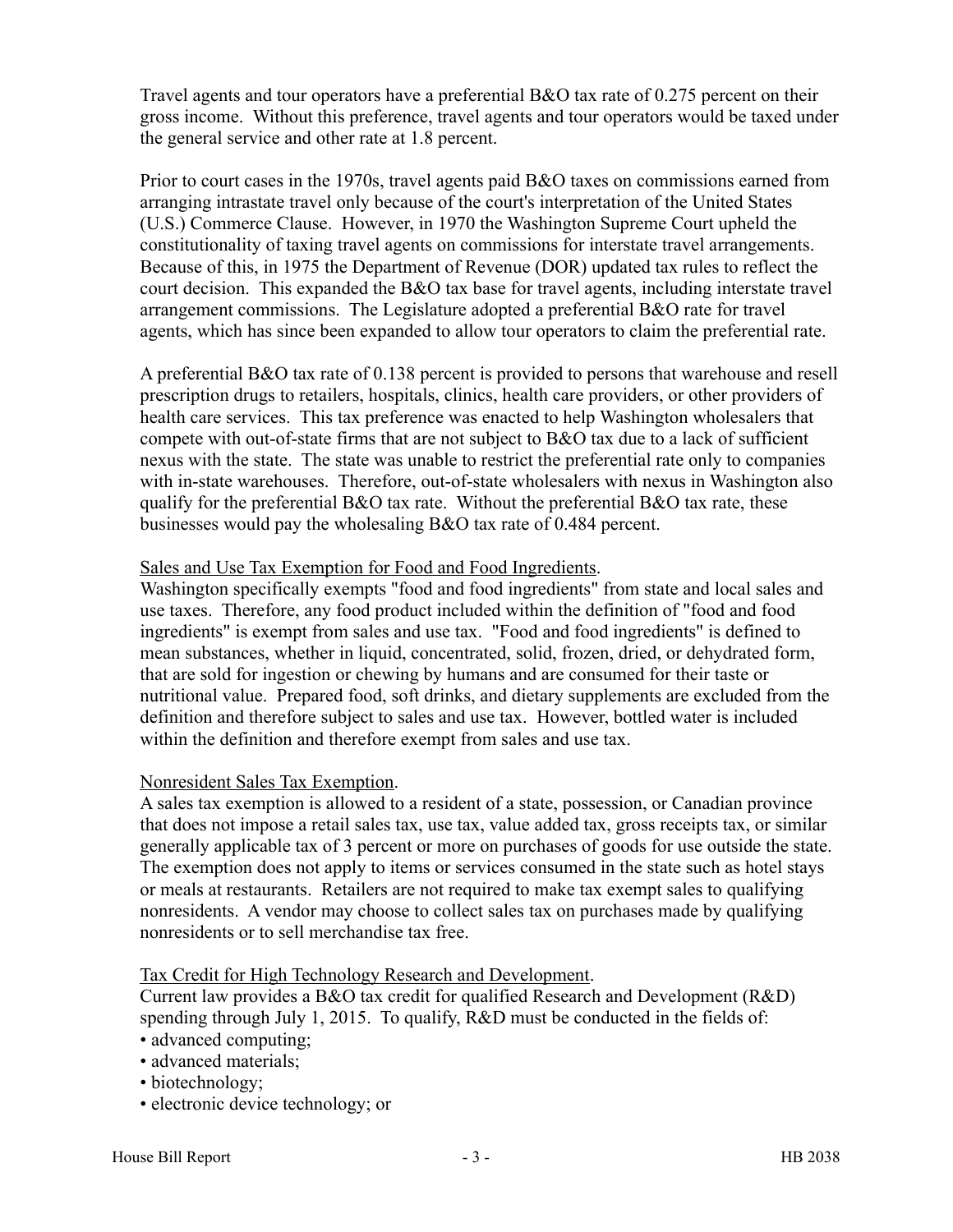Travel agents and tour operators have a preferential B&O tax rate of 0.275 percent on their gross income. Without this preference, travel agents and tour operators would be taxed under the general service and other rate at 1.8 percent.

Prior to court cases in the 1970s, travel agents paid B&O taxes on commissions earned from arranging intrastate travel only because of the court's interpretation of the United States (U.S.) Commerce Clause. However, in 1970 the Washington Supreme Court upheld the constitutionality of taxing travel agents on commissions for interstate travel arrangements. Because of this, in 1975 the Department of Revenue (DOR) updated tax rules to reflect the court decision. This expanded the B&O tax base for travel agents, including interstate travel arrangement commissions. The Legislature adopted a preferential B&O rate for travel agents, which has since been expanded to allow tour operators to claim the preferential rate.

A preferential B&O tax rate of 0.138 percent is provided to persons that warehouse and resell prescription drugs to retailers, hospitals, clinics, health care providers, or other providers of health care services. This tax preference was enacted to help Washington wholesalers that compete with out-of-state firms that are not subject to B&O tax due to a lack of sufficient nexus with the state. The state was unable to restrict the preferential rate only to companies with in-state warehouses. Therefore, out-of-state wholesalers with nexus in Washington also qualify for the preferential B&O tax rate. Without the preferential B&O tax rate, these businesses would pay the wholesaling B&O tax rate of 0.484 percent.

Sales and Use Tax Exemption for Food and Food Ingredients.

Washington specifically exempts "food and food ingredients" from state and local sales and use taxes. Therefore, any food product included within the definition of "food and food ingredients" is exempt from sales and use tax. "Food and food ingredients" is defined to mean substances, whether in liquid, concentrated, solid, frozen, dried, or dehydrated form, that are sold for ingestion or chewing by humans and are consumed for their taste or nutritional value. Prepared food, soft drinks, and dietary supplements are excluded from the definition and therefore subject to sales and use tax. However, bottled water is included within the definition and therefore exempt from sales and use tax.

Nonresident Sales Tax Exemption.

A sales tax exemption is allowed to a resident of a state, possession, or Canadian province that does not impose a retail sales tax, use tax, value added tax, gross receipts tax, or similar generally applicable tax of 3 percent or more on purchases of goods for use outside the state. The exemption does not apply to items or services consumed in the state such as hotel stays or meals at restaurants. Retailers are not required to make tax exempt sales to qualifying nonresidents. A vendor may choose to collect sales tax on purchases made by qualifying nonresidents or to sell merchandise tax free.

Tax Credit for High Technology Research and Development.

Current law provides a B&O tax credit for qualified Research and Development (R&D) spending through July 1, 2015. To qualify, R&D must be conducted in the fields of:

- advanced computing;
- advanced materials;
- biotechnology;
- electronic device technology; or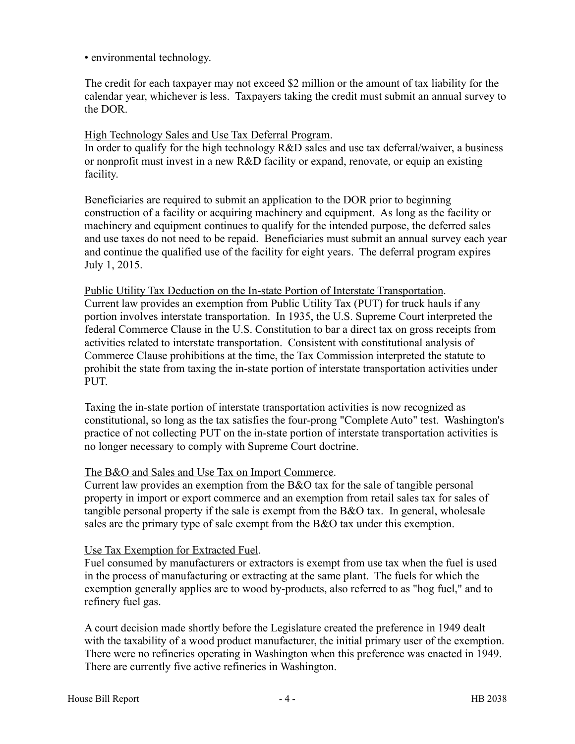- environmental technology.

The credit for each taxpayer may not exceed $2 million or the amount of tax liability for the calendar year, whichever is less. Taxpayers taking the credit must submit an annual survey to the DOR.

High Technology Sales and Use Tax Deferral Program.
In order to qualify for the high technology R&D sales and use tax deferral/waiver, a business or nonprofit must invest in a new R&D facility or expand, renovate, or equip an existing facility.

Beneficiaries are required to submit an application to the DOR prior to beginning construction of a facility or acquiring machinery and equipment. As long as the facility or machinery and equipment continues to qualify for the intended purpose, the deferred sales and use taxes do not need to be repaid. Beneficiaries must submit an annual survey each year and continue the qualified use of the facility for eight years. The deferral program expires July 1, 2015.

Public Utility Tax Deduction on the In-state Portion of Interstate Transportation.
Current law provides an exemption from Public Utility Tax (PUT) for truck hauls if any portion involves interstate transportation. In 1935, the U.S. Supreme Court interpreted the federal Commerce Clause in the U.S. Constitution to bar a direct tax on gross receipts from activities related to interstate transportation. Consistent with constitutional analysis of Commerce Clause prohibitions at the time, the Tax Commission interpreted the statute to prohibit the state from taxing the in-state portion of interstate transportation activities under PUT.

Taxing the in-state portion of interstate transportation activities is now recognized as constitutional, so long as the tax satisfies the four-prong "Complete Auto" test. Washington's practice of not collecting PUT on the in-state portion of interstate transportation activities is no longer necessary to comply with Supreme Court doctrine.

The B&O and Sales and Use Tax on Import Commerce.
Current law provides an exemption from the B&O tax for the sale of tangible personal property in import or export commerce and an exemption from retail sales tax for sales of tangible personal property if the sale is exempt from the B&O tax. In general, wholesale sales are the primary type of sale exempt from the B&O tax under this exemption.

Use Tax Exemption for Extracted Fuel.
Fuel consumed by manufacturers or extractors is exempt from use tax when the fuel is used in the process of manufacturing or extracting at the same plant. The fuels for which the exemption generally applies are to wood by-products, also referred to as "hog fuel," and to refinery fuel gas.

A court decision made shortly before the Legislature created the preference in 1949 dealt with the taxability of a wood product manufacturer, the initial primary user of the exemption. There were no refineries operating in Washington when this preference was enacted in 1949. There are currently five active refineries in Washington.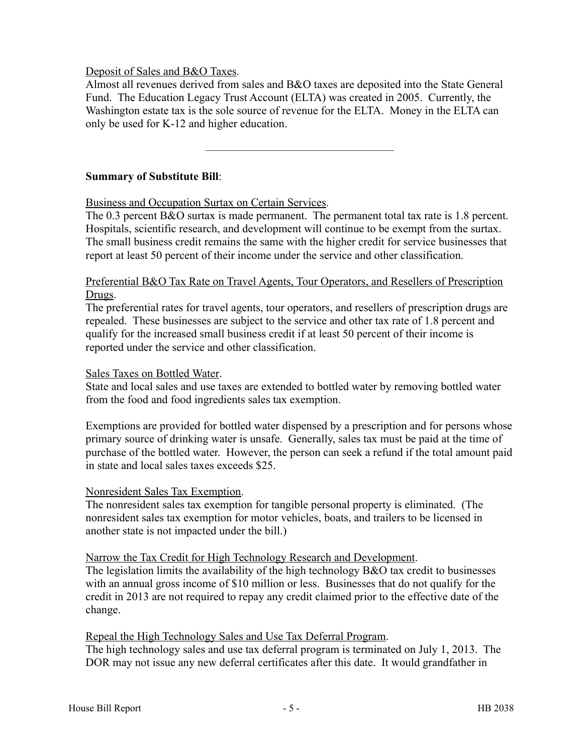Deposit of Sales and B&O Taxes.

Almost all revenues derived from sales and B&O taxes are deposited into the State General Fund. The Education Legacy Trust Account (ELTA) was created in 2005. Currently, the Washington estate tax is the sole source of revenue for the ELTA. Money in the ELTA can only be used for K-12 and higher education.

---

**Summary of Substitute Bill**:

Business and Occupation Surtax on Certain Services.

The 0.3 percent B&O surtax is made permanent. The permanent total tax rate is 1.8 percent. Hospitals, scientific research, and development will continue to be exempt from the surtax. The small business credit remains the same with the higher credit for service businesses that report at least 50 percent of their income under the service and other classification.

Preferential B&O Tax Rate on Travel Agents, Tour Operators, and Resellers of Prescription Drugs.

The preferential rates for travel agents, tour operators, and resellers of prescription drugs are repealed. These businesses are subject to the service and other tax rate of 1.8 percent and qualify for the increased small business credit if at least 50 percent of their income is reported under the service and other classification.

Sales Taxes on Bottled Water.

State and local sales and use taxes are extended to bottled water by removing bottled water from the food and food ingredients sales tax exemption.

Exemptions are provided for bottled water dispensed by a prescription and for persons whose primary source of drinking water is unsafe. Generally, sales tax must be paid at the time of purchase of the bottled water. However, the person can seek a refund if the total amount paid in state and local sales taxes exceeds $25.

Nonresident Sales Tax Exemption.

The nonresident sales tax exemption for tangible personal property is eliminated. (The nonresident sales tax exemption for motor vehicles, boats, and trailers to be licensed in another state is not impacted under the bill.)

Narrow the Tax Credit for High Technology Research and Development.

The legislation limits the availability of the high technology B&O tax credit to businesses with an annual gross income of $10 million or less. Businesses that do not qualify for the credit in 2013 are not required to repay any credit claimed prior to the effective date of the change.

Repeal the High Technology Sales and Use Tax Deferral Program.

The high technology sales and use tax deferral program is terminated on July 1, 2013. The DOR may not issue any new deferral certificates after this date. It would grandfather in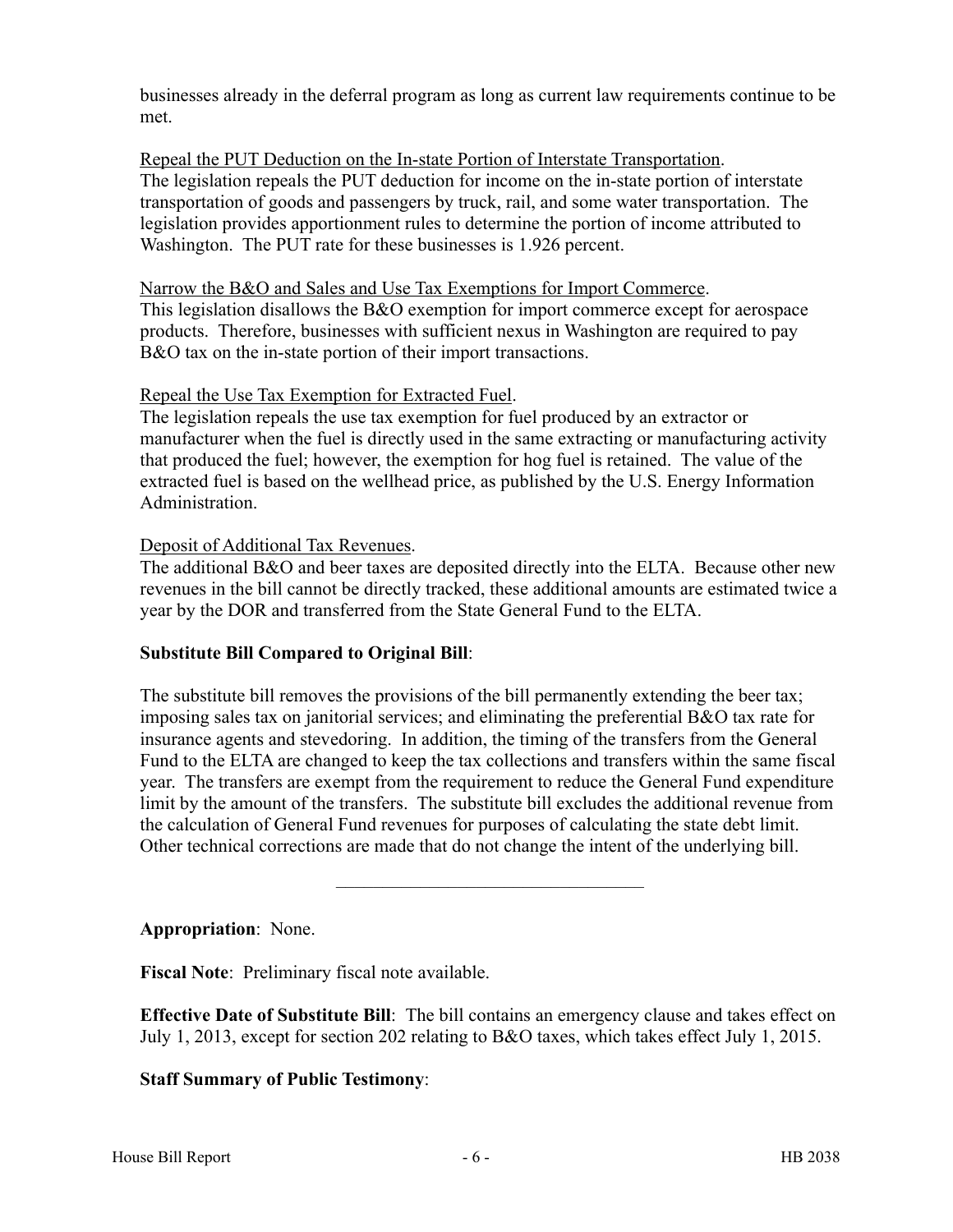businesses already in the deferral program as long as current law requirements continue to be met.

Repeal the PUT Deduction on the In-state Portion of Interstate Transportation.
The legislation repeals the PUT deduction for income on the in-state portion of interstate transportation of goods and passengers by truck, rail, and some water transportation. The legislation provides apportionment rules to determine the portion of income attributed to Washington. The PUT rate for these businesses is 1.926 percent.

Narrow the B&O and Sales and Use Tax Exemptions for Import Commerce.
This legislation disallows the B&O exemption for import commerce except for aerospace products. Therefore, businesses with sufficient nexus in Washington are required to pay B&O tax on the in-state portion of their import transactions.

Repeal the Use Tax Exemption for Extracted Fuel.
The legislation repeals the use tax exemption for fuel produced by an extractor or manufacturer when the fuel is directly used in the same extracting or manufacturing activity that produced the fuel; however, the exemption for hog fuel is retained. The value of the extracted fuel is based on the wellhead price, as published by the U.S. Energy Information Administration.

Deposit of Additional Tax Revenues.
The additional B&O and beer taxes are deposited directly into the ELTA. Because other new revenues in the bill cannot be directly tracked, these additional amounts are estimated twice a year by the DOR and transferred from the State General Fund to the ELTA.

**Substitute Bill Compared to Original Bill**:

The substitute bill removes the provisions of the bill permanently extending the beer tax; imposing sales tax on janitorial services; and eliminating the preferential B&O tax rate for insurance agents and stevedoring. In addition, the timing of the transfers from the General Fund to the ELTA are changed to keep the tax collections and transfers within the same fiscal year. The transfers are exempt from the requirement to reduce the General Fund expenditure limit by the amount of the transfers. The substitute bill excludes the additional revenue from the calculation of General Fund revenues for purposes of calculating the state debt limit. Other technical corrections are made that do not change the intent of the underlying bill.

---

**Appropriation**: None.

**Fiscal Note**: Preliminary fiscal note available.

**Effective Date of Substitute Bill**: The bill contains an emergency clause and takes effect on July 1, 2013, except for section 202 relating to B&O taxes, which takes effect July 1, 2015.

**Staff Summary of Public Testimony**: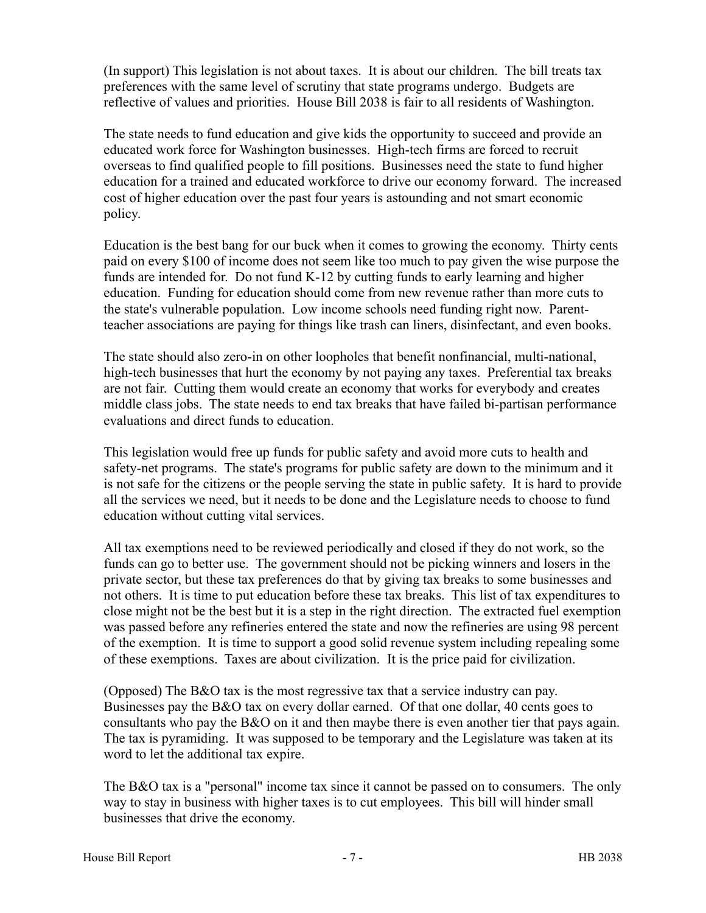(In support) This legislation is not about taxes. It is about our children. The bill treats tax preferences with the same level of scrutiny that state programs undergo. Budgets are reflective of values and priorities. House Bill 2038 is fair to all residents of Washington.

The state needs to fund education and give kids the opportunity to succeed and provide an educated work force for Washington businesses. High-tech firms are forced to recruit overseas to find qualified people to fill positions. Businesses need the state to fund higher education for a trained and educated workforce to drive our economy forward. The increased cost of higher education over the past four years is astounding and not smart economic policy.

Education is the best bang for our buck when it comes to growing the economy. Thirty cents paid on every $100 of income does not seem like too much to pay given the wise purpose the funds are intended for. Do not fund K-12 by cutting funds to early learning and higher education. Funding for education should come from new revenue rather than more cuts to the state's vulnerable population. Low income schools need funding right now. Parent-teacher associations are paying for things like trash can liners, disinfectant, and even books.

The state should also zero-in on other loopholes that benefit nonfinancial, multi-national, high-tech businesses that hurt the economy by not paying any taxes. Preferential tax breaks are not fair. Cutting them would create an economy that works for everybody and creates middle class jobs. The state needs to end tax breaks that have failed bi-partisan performance evaluations and direct funds to education.

This legislation would free up funds for public safety and avoid more cuts to health and safety-net programs. The state's programs for public safety are down to the minimum and it is not safe for the citizens or the people serving the state in public safety. It is hard to provide all the services we need, but it needs to be done and the Legislature needs to choose to fund education without cutting vital services.

All tax exemptions need to be reviewed periodically and closed if they do not work, so the funds can go to better use. The government should not be picking winners and losers in the private sector, but these tax preferences do that by giving tax breaks to some businesses and not others. It is time to put education before these tax breaks. This list of tax expenditures to close might not be the best but it is a step in the right direction. The extracted fuel exemption was passed before any refineries entered the state and now the refineries are using 98 percent of the exemption. It is time to support a good solid revenue system including repealing some of these exemptions. Taxes are about civilization. It is the price paid for civilization.

(Opposed) The B&O tax is the most regressive tax that a service industry can pay. Businesses pay the B&O tax on every dollar earned. Of that one dollar, 40 cents goes to consultants who pay the B&O on it and then maybe there is even another tier that pays again. The tax is pyramiding. It was supposed to be temporary and the Legislature was taken at its word to let the additional tax expire.

The B&O tax is a "personal" income tax since it cannot be passed on to consumers. The only way to stay in business with higher taxes is to cut employees. This bill will hinder small businesses that drive the economy.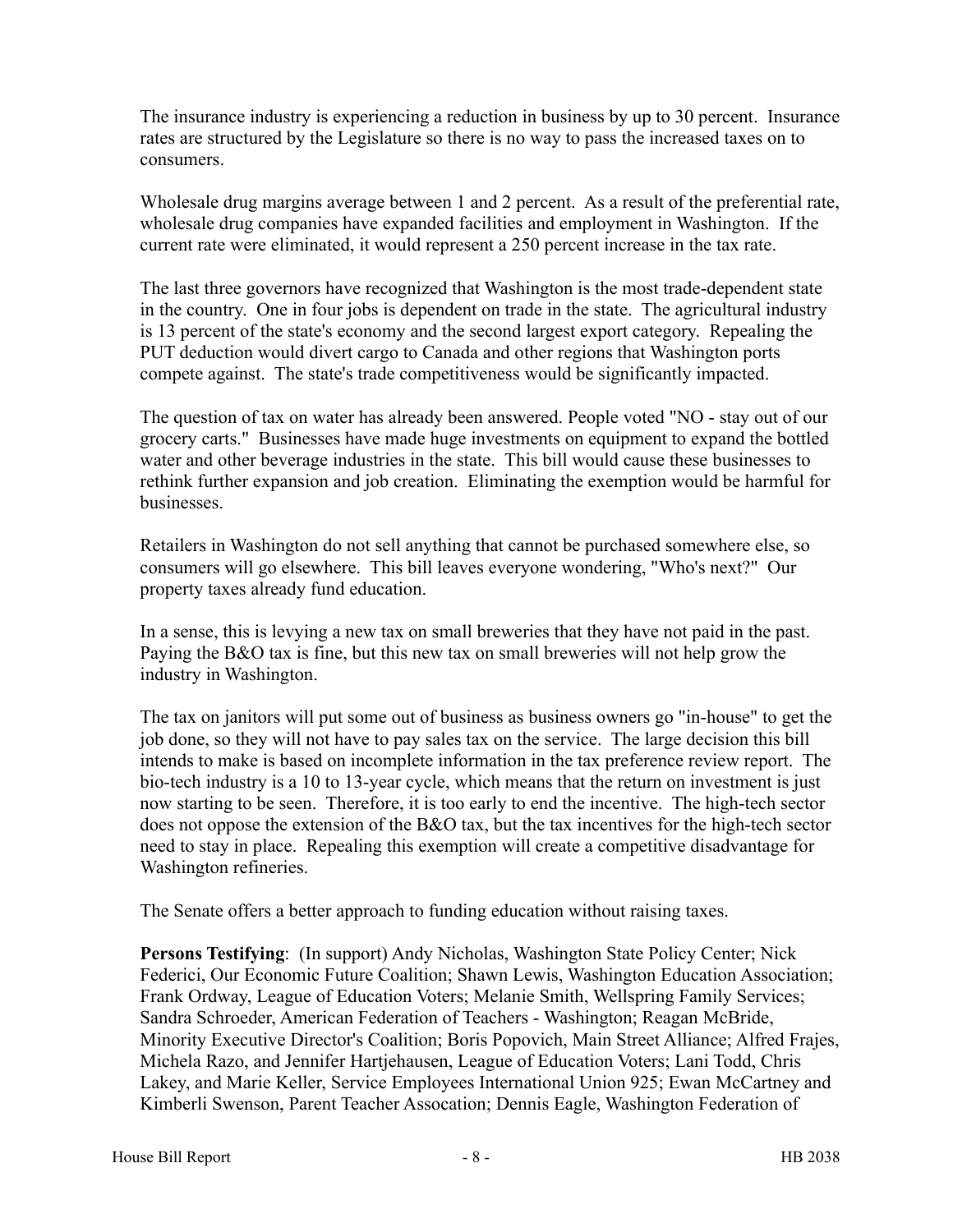The insurance industry is experiencing a reduction in business by up to 30 percent. Insurance rates are structured by the Legislature so there is no way to pass the increased taxes on to consumers.

Wholesale drug margins average between 1 and 2 percent. As a result of the preferential rate, wholesale drug companies have expanded facilities and employment in Washington. If the current rate were eliminated, it would represent a 250 percent increase in the tax rate.

The last three governors have recognized that Washington is the most trade-dependent state in the country. One in four jobs is dependent on trade in the state. The agricultural industry is 13 percent of the state's economy and the second largest export category. Repealing the PUT deduction would divert cargo to Canada and other regions that Washington ports compete against. The state's trade competitiveness would be significantly impacted.

The question of tax on water has already been answered. People voted "NO - stay out of our grocery carts." Businesses have made huge investments on equipment to expand the bottled water and other beverage industries in the state. This bill would cause these businesses to rethink further expansion and job creation. Eliminating the exemption would be harmful for businesses.

Retailers in Washington do not sell anything that cannot be purchased somewhere else, so consumers will go elsewhere. This bill leaves everyone wondering, "Who's next?" Our property taxes already fund education.

In a sense, this is levying a new tax on small breweries that they have not paid in the past. Paying the B&O tax is fine, but this new tax on small breweries will not help grow the industry in Washington.

The tax on janitors will put some out of business as business owners go "in-house" to get the job done, so they will not have to pay sales tax on the service. The large decision this bill intends to make is based on incomplete information in the tax preference review report. The bio-tech industry is a 10 to 13-year cycle, which means that the return on investment is just now starting to be seen. Therefore, it is too early to end the incentive. The high-tech sector does not oppose the extension of the B&O tax, but the tax incentives for the high-tech sector need to stay in place. Repealing this exemption will create a competitive disadvantage for Washington refineries.

The Senate offers a better approach to funding education without raising taxes.

**Persons Testifying**: (In support) Andy Nicholas, Washington State Policy Center; Nick Federici, Our Economic Future Coalition; Shawn Lewis, Washington Education Association; Frank Ordway, League of Education Voters; Melanie Smith, Wellspring Family Services; Sandra Schroeder, American Federation of Teachers - Washington; Reagan McBride, Minority Executive Director's Coalition; Boris Popovich, Main Street Alliance; Alfred Frajes, Michela Razo, and Jennifer Hartjehausen, League of Education Voters; Lani Todd, Chris Lakey, and Marie Keller, Service Employees International Union 925; Ewan McCartney and Kimberli Swenson, Parent Teacher Assocation; Dennis Eagle, Washington Federation of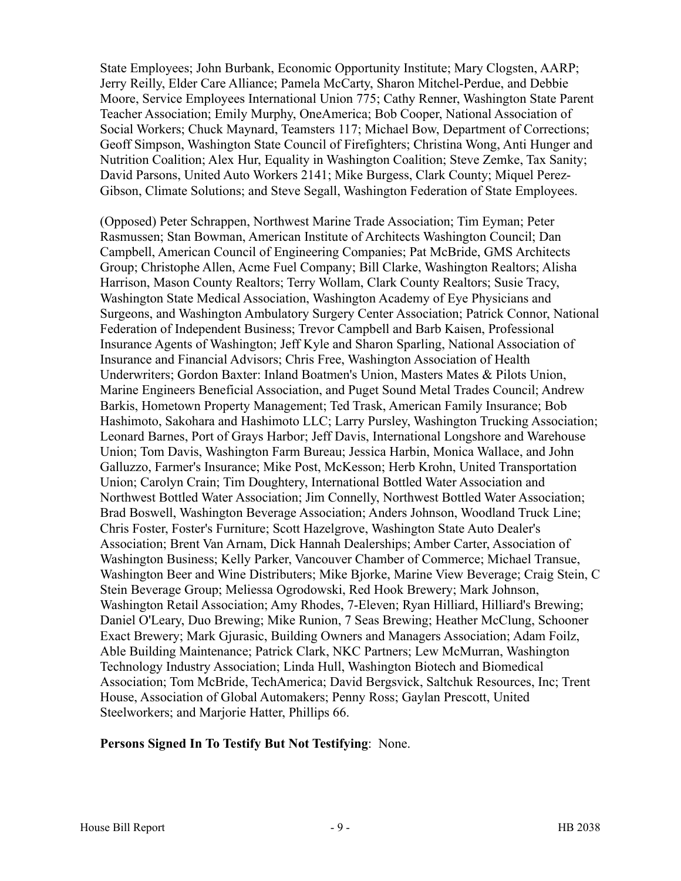State Employees; John Burbank, Economic Opportunity Institute; Mary Clogsten, AARP; Jerry Reilly, Elder Care Alliance; Pamela McCarty, Sharon Mitchel-Perdue, and Debbie Moore, Service Employees International Union 775; Cathy Renner, Washington State Parent Teacher Association; Emily Murphy, OneAmerica; Bob Cooper, National Association of Social Workers; Chuck Maynard, Teamsters 117; Michael Bow, Department of Corrections; Geoff Simpson, Washington State Council of Firefighters; Christina Wong, Anti Hunger and Nutrition Coalition; Alex Hur, Equality in Washington Coalition; Steve Zemke, Tax Sanity; David Parsons, United Auto Workers 2141; Mike Burgess, Clark County; Miquel Perez-Gibson, Climate Solutions; and Steve Segall, Washington Federation of State Employees.

(Opposed) Peter Schrappen, Northwest Marine Trade Association; Tim Eyman; Peter Rasmussen; Stan Bowman, American Institute of Architects Washington Council; Dan Campbell, American Council of Engineering Companies; Pat McBride, GMS Architects Group; Christophe Allen, Acme Fuel Company; Bill Clarke, Washington Realtors; Alisha Harrison, Mason County Realtors; Terry Wollam, Clark County Realtors; Susie Tracy, Washington State Medical Association, Washington Academy of Eye Physicians and Surgeons, and Washington Ambulatory Surgery Center Association; Patrick Connor, National Federation of Independent Business; Trevor Campbell and Barb Kaisen, Professional Insurance Agents of Washington; Jeff Kyle and Sharon Sparling, National Association of Insurance and Financial Advisors; Chris Free, Washington Association of Health Underwriters; Gordon Baxter: Inland Boatmen's Union, Masters Mates & Pilots Union, Marine Engineers Beneficial Association, and Puget Sound Metal Trades Council; Andrew Barkis, Hometown Property Management; Ted Trask, American Family Insurance; Bob Hashimoto, Sakohara and Hashimoto LLC; Larry Pursley, Washington Trucking Association; Leonard Barnes, Port of Grays Harbor; Jeff Davis, International Longshore and Warehouse Union; Tom Davis, Washington Farm Bureau; Jessica Harbin, Monica Wallace, and John Galluzzo, Farmer's Insurance; Mike Post, McKesson; Herb Krohn, United Transportation Union; Carolyn Crain; Tim Doughtery, International Bottled Water Association and Northwest Bottled Water Association; Jim Connelly, Northwest Bottled Water Association; Brad Boswell, Washington Beverage Association; Anders Johnson, Woodland Truck Line; Chris Foster, Foster's Furniture; Scott Hazelgrove, Washington State Auto Dealer's Association; Brent Van Arnam, Dick Hannah Dealerships; Amber Carter, Association of Washington Business; Kelly Parker, Vancouver Chamber of Commerce; Michael Transue, Washington Beer and Wine Distributers; Mike Bjorke, Marine View Beverage; Craig Stein, C Stein Beverage Group; Meliessa Ogrodowski, Red Hook Brewery; Mark Johnson, Washington Retail Association; Amy Rhodes, 7-Eleven; Ryan Hilliard, Hilliard's Brewing; Daniel O'Leary, Duo Brewing; Mike Runion, 7 Seas Brewing; Heather McClung, Schooner Exact Brewery; Mark Gjurasic, Building Owners and Managers Association; Adam Foilz, Able Building Maintenance; Patrick Clark, NKC Partners; Lew McMurran, Washington Technology Industry Association; Linda Hull, Washington Biotech and Biomedical Association; Tom McBride, TechAmerica; David Bergsvick, Saltchuk Resources, Inc; Trent House, Association of Global Automakers; Penny Ross; Gaylan Prescott, United Steelworkers; and Marjorie Hatter, Phillips 66.

**Persons Signed In To Testify But Not Testifying**: None.